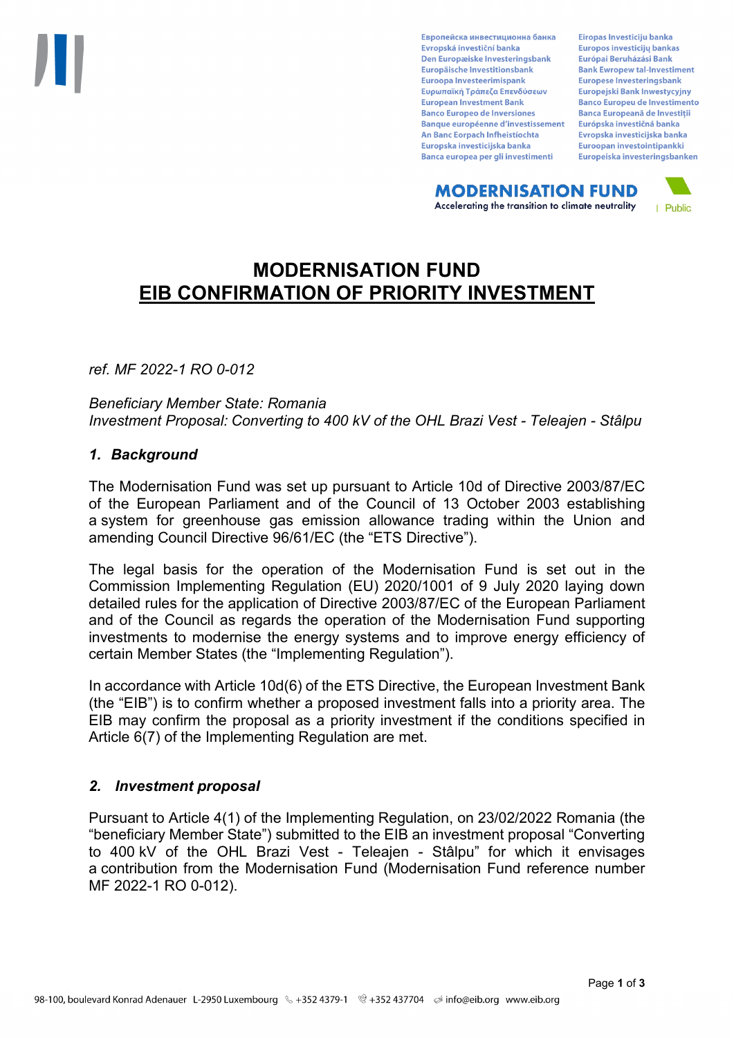# MODERNISATION FUND
## EIB CONFIRMATION OF PRIORITY INVESTMENT

*ref. MF 2022-1 RO 0-012*

*Beneficiary Member State: Romania*
*Investment Proposal: Converting to 400 kV of the OHL Brazi Vest - Teleajen - Stâlpu*

### *1. Background*

The Modernisation Fund was set up pursuant to Article 10d of Directive 2003/87/EC of the European Parliament and of the Council of 13 October 2003 establishing a system for greenhouse gas emission allowance trading within the Union and amending Council Directive 96/61/EC (the "ETS Directive").

The legal basis for the operation of the Modernisation Fund is set out in the Commission Implementing Regulation (EU) 2020/1001 of 9 July 2020 laying down detailed rules for the application of Directive 2003/87/EC of the European Parliament and of the Council as regards the operation of the Modernisation Fund supporting investments to modernise the energy systems and to improve energy efficiency of certain Member States (the "Implementing Regulation").

In accordance with Article 10d(6) of the ETS Directive, the European Investment Bank (the "EIB") is to confirm whether a proposed investment falls into a priority area. The EIB may confirm the proposal as a priority investment if the conditions specified in Article 6(7) of the Implementing Regulation are met.

### *2. Investment proposal*

Pursuant to Article 4(1) of the Implementing Regulation, on 23/02/2022 Romania (the "beneficiary Member State") submitted to the EIB an investment proposal "Converting to 400 kV of the OHL Brazi Vest - Teleajen - Stâlpu" for which it envisages a contribution from the Modernisation Fund (Modernisation Fund reference number MF 2022-1 RO 0-012).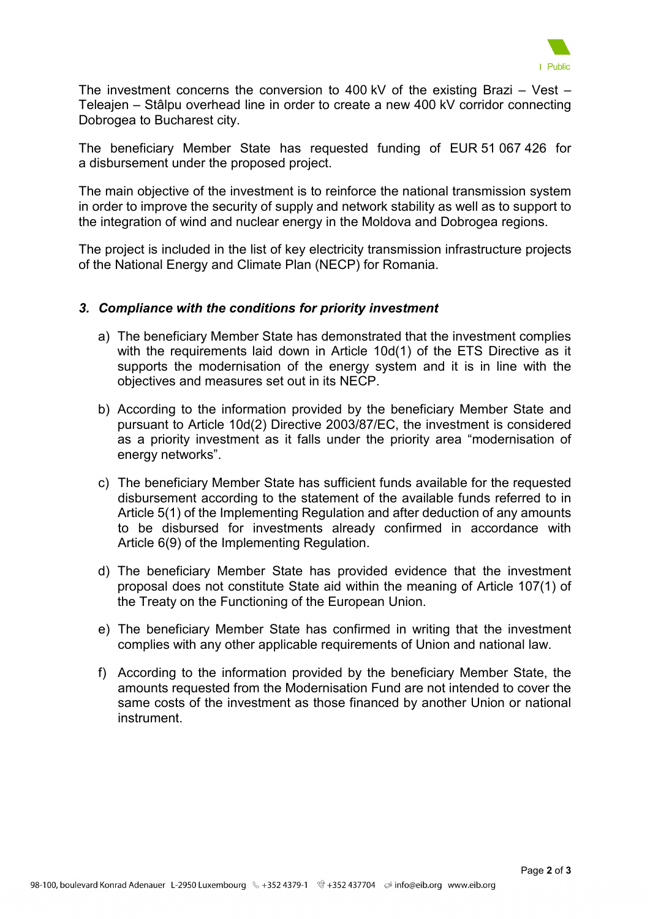The investment concerns the conversion to 400 kV of the existing Brazi – Vest – Teleajen – Stâlpu overhead line in order to create a new 400 kV corridor connecting Dobrogea to Bucharest city.

The beneficiary Member State has requested funding of EUR 51 067 426 for a disbursement under the proposed project.

The main objective of the investment is to reinforce the national transmission system in order to improve the security of supply and network stability as well as to support to the integration of wind and nuclear energy in the Moldova and Dobrogea regions.

The project is included in the list of key electricity transmission infrastructure projects of the National Energy and Climate Plan (NECP) for Romania.

### *3. Compliance with the conditions for priority investment*

a) The beneficiary Member State has demonstrated that the investment complies with the requirements laid down in Article 10d(1) of the ETS Directive as it supports the modernisation of the energy system and it is in line with the objectives and measures set out in its NECP.

b) According to the information provided by the beneficiary Member State and pursuant to Article 10d(2) Directive 2003/87/EC, the investment is considered as a priority investment as it falls under the priority area "modernisation of energy networks".

c) The beneficiary Member State has sufficient funds available for the requested disbursement according to the statement of the available funds referred to in Article 5(1) of the Implementing Regulation and after deduction of any amounts to be disbursed for investments already confirmed in accordance with Article 6(9) of the Implementing Regulation.

d) The beneficiary Member State has provided evidence that the investment proposal does not constitute State aid within the meaning of Article 107(1) of the Treaty on the Functioning of the European Union.

e) The beneficiary Member State has confirmed in writing that the investment complies with any other applicable requirements of Union and national law.

f) According to the information provided by the beneficiary Member State, the amounts requested from the Modernisation Fund are not intended to cover the same costs of the investment as those financed by another Union or national instrument.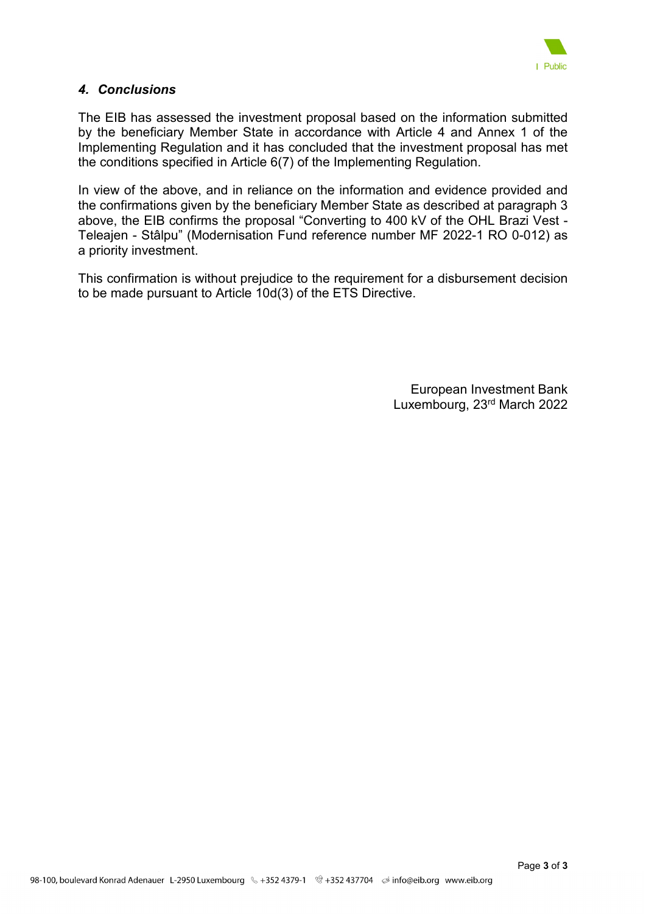### *4. Conclusions*

The EIB has assessed the investment proposal based on the information submitted by the beneficiary Member State in accordance with Article 4 and Annex 1 of the Implementing Regulation and it has concluded that the investment proposal has met the conditions specified in Article 6(7) of the Implementing Regulation.

In view of the above, and in reliance on the information and evidence provided and the confirmations given by the beneficiary Member State as described at paragraph 3 above, the EIB confirms the proposal "Converting to 400 kV of the OHL Brazi Vest - Teleajen - Stâlpu" (Modernisation Fund reference number MF 2022-1 RO 0-012) as a priority investment.

This confirmation is without prejudice to the requirement for a disbursement decision to be made pursuant to Article 10d(3) of the ETS Directive.

European Investment Bank
Luxembourg, 23rd March 2022